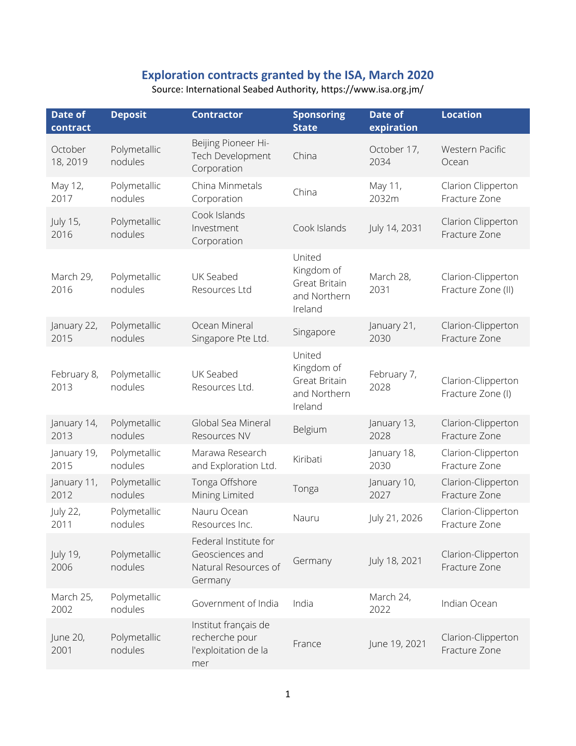# Exploration contracts granted by the ISA, March 2020

Source: International Seabed Authority, https://www.isa.org.jm/

| Date of contract | Deposit | Contractor | Sponsoring State | Date of expiration | Location |
|---|---|---|---|---|---|
| October 18, 2019 | Polymetallic nodules | Beijing Pioneer Hi-Tech Development Corporation | China | October 17, 2034 | Western Pacific Ocean |
| May 12, 2017 | Polymetallic nodules | China Minmetals Corporation | China | May 11, 2032m | Clarion Clipperton Fracture Zone |
| July 15, 2016 | Polymetallic nodules | Cook Islands Investment Corporation | Cook Islands | July 14, 2031 | Clarion Clipperton Fracture Zone |
| March 29, 2016 | Polymetallic nodules | UK Seabed Resources Ltd | United Kingdom of Great Britain and Northern Ireland | March 28, 2031 | Clarion-Clipperton Fracture Zone (II) |
| January 22, 2015 | Polymetallic nodules | Ocean Mineral Singapore Pte Ltd. | Singapore | January 21, 2030 | Clarion-Clipperton Fracture Zone |
| February 8, 2013 | Polymetallic nodules | UK Seabed Resources Ltd. | United Kingdom of Great Britain and Northern Ireland | February 7, 2028 | Clarion-Clipperton Fracture Zone (I) |
| January 14, 2013 | Polymetallic nodules | Global Sea Mineral Resources NV | Belgium | January 13, 2028 | Clarion-Clipperton Fracture Zone |
| January 19, 2015 | Polymetallic nodules | Marawa Research and Exploration Ltd. | Kiribati | January 18, 2030 | Clarion-Clipperton Fracture Zone |
| January 11, 2012 | Polymetallic nodules | Tonga Offshore Mining Limited | Tonga | January 10, 2027 | Clarion-Clipperton Fracture Zone |
| July 22, 2011 | Polymetallic nodules | Nauru Ocean Resources Inc. | Nauru | July 21, 2026 | Clarion-Clipperton Fracture Zone |
| July 19, 2006 | Polymetallic nodules | Federal Institute for Geosciences and Natural Resources of Germany | Germany | July 18, 2021 | Clarion-Clipperton Fracture Zone |
| March 25, 2002 | Polymetallic nodules | Government of India | India | March 24, 2022 | Indian Ocean |
| June 20, 2001 | Polymetallic nodules | Institut français de recherche pour l'exploitation de la mer | France | June 19, 2021 | Clarion-Clipperton Fracture Zone |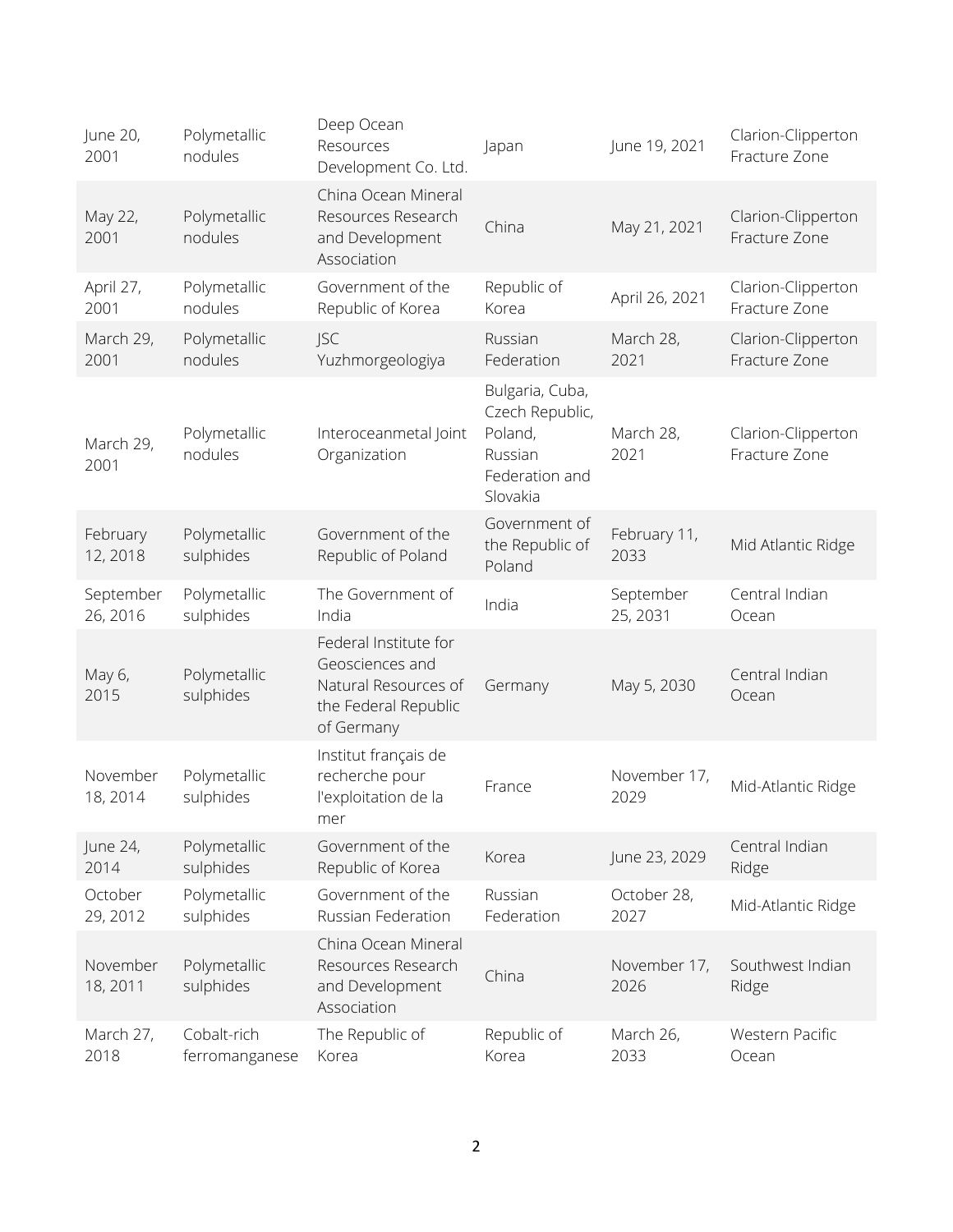| | | | | | |
|---|---|---|---|---|---|
| June 20, 2001 | Polymetallic nodules | Deep Ocean Resources Development Co. Ltd. | Japan | June 19, 2021 | Clarion-Clipperton Fracture Zone |
| May 22, 2001 | Polymetallic nodules | China Ocean Mineral Resources Research and Development Association | China | May 21, 2021 | Clarion-Clipperton Fracture Zone |
| April 27, 2001 | Polymetallic nodules | Government of the Republic of Korea | Republic of Korea | April 26, 2021 | Clarion-Clipperton Fracture Zone |
| March 29, 2001 | Polymetallic nodules | JSC Yuzhmorgeologiya | Russian Federation | March 28, 2021 | Clarion-Clipperton Fracture Zone |
| March 29, 2001 | Polymetallic nodules | Interoceanmetal Joint Organization | Bulgaria, Cuba, Czech Republic, Poland, Russian Federation and Slovakia | March 28, 2021 | Clarion-Clipperton Fracture Zone |
| February 12, 2018 | Polymetallic sulphides | Government of the Republic of Poland | Government of the Republic of Poland | February 11, 2033 | Mid Atlantic Ridge |
| September 26, 2016 | Polymetallic sulphides | The Government of India | India | September 25, 2031 | Central Indian Ocean |
| May 6, 2015 | Polymetallic sulphides | Federal Institute for Geosciences and Natural Resources of the Federal Republic of Germany | Germany | May 5, 2030 | Central Indian Ocean |
| November 18, 2014 | Polymetallic sulphides | Institut français de recherche pour l'exploitation de la mer | France | November 17, 2029 | Mid-Atlantic Ridge |
| June 24, 2014 | Polymetallic sulphides | Government of the Republic of Korea | Korea | June 23, 2029 | Central Indian Ridge |
| October 29, 2012 | Polymetallic sulphides | Government of the Russian Federation | Russian Federation | October 28, 2027 | Mid-Atlantic Ridge |
| November 18, 2011 | Polymetallic sulphides | China Ocean Mineral Resources Research and Development Association | China | November 17, 2026 | Southwest Indian Ridge |
| March 27, 2018 | Cobalt-rich ferromanganese | The Republic of Korea | Republic of Korea | March 26, 2033 | Western Pacific Ocean |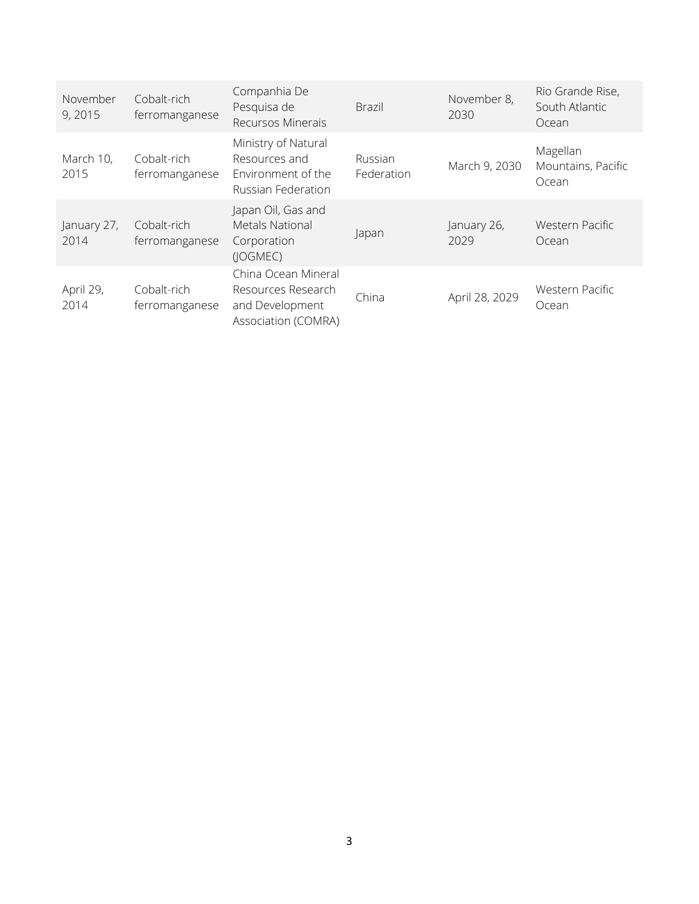| | | | | | |
|---|---|---|---|---|---|
| November 9, 2015 | Cobalt-rich ferromanganese | Companhia De Pesquisa de Recursos Minerais | Brazil | November 8, 2030 | Rio Grande Rise, South Atlantic Ocean |
| March 10, 2015 | Cobalt-rich ferromanganese | Ministry of Natural Resources and Environment of the Russian Federation | Russian Federation | March 9, 2030 | Magellan Mountains, Pacific Ocean |
| January 27, 2014 | Cobalt-rich ferromanganese | Japan Oil, Gas and Metals National Corporation (JOGMEC) | Japan | January 26, 2029 | Western Pacific Ocean |
| April 29, 2014 | Cobalt-rich ferromanganese | China Ocean Mineral Resources Research and Development Association (COMRA) | China | April 28, 2029 | Western Pacific Ocean |